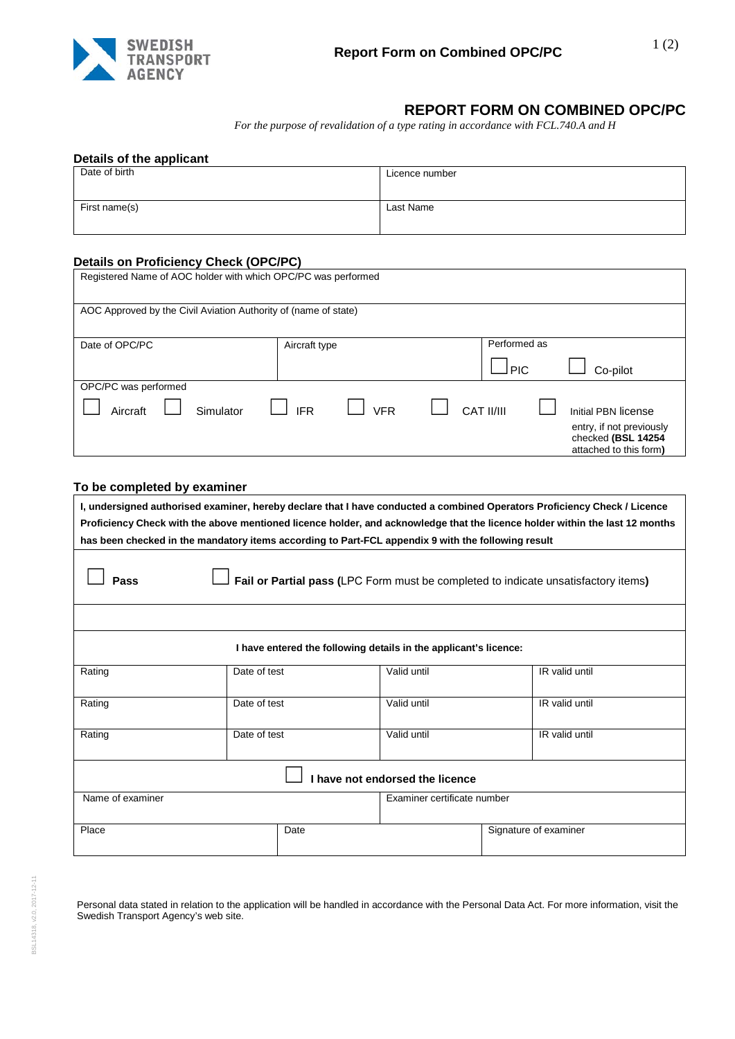# REPORT FORM ON COMBINED OPC/PC

*For the purpose of revalidation of a type rating in accordance with FCL.740.A and H*

### Details of the applicant

| Date of birth | Licence number |
|---|---|
| First name(s) | Last Name |

### Details on Proficiency Check (OPC/PC)

| Registered Name of AOC holder with which OPC/PC was performed | | |
|---|---|---|
| AOC Approved by the Civil Aviation Authority of (name of state) | | |
| Date of OPC/PC | Aircraft type | Performed as ☐ PIC ☐ Co-pilot |

OPC/PC was performed

☐ Aircraft ☐ Simulator ☐ IFR ☐ VFR ☐ CAT II/III ☐ Initial PBN license entry, if not previously checked **(BSL 14254 attached to this form)**

### To be completed by examiner

**I, undersigned authorised examiner, hereby declare that I have conducted a combined Operators Proficiency Check / Licence Proficiency Check with the above mentioned licence holder, and acknowledge that the licence holder within the last 12 months has been checked in the mandatory items according to Part-FCL appendix 9 with the following result**

☐ **Pass** ☐ **Fail or Partial pass (**LPC Form must be completed to indicate unsatisfactory items**)**

**I have entered the following details in the applicant's licence:**

| Rating | Date of test | Valid until | IR valid until |
|---|---|---|---|
| Rating | Date of test | Valid until | IR valid until |
| Rating | Date of test | Valid until | IR valid until |

☐ **I have not endorsed the licence**

| Name of examiner | | Examiner certificate number |
|---|---|---|
| Place | Date | Signature of examiner |

Personal data stated in relation to the application will be handled in accordance with the Personal Data Act. For more information, visit the Swedish Transport Agency's web site.

BSL14318, v2.0, 2017-12-11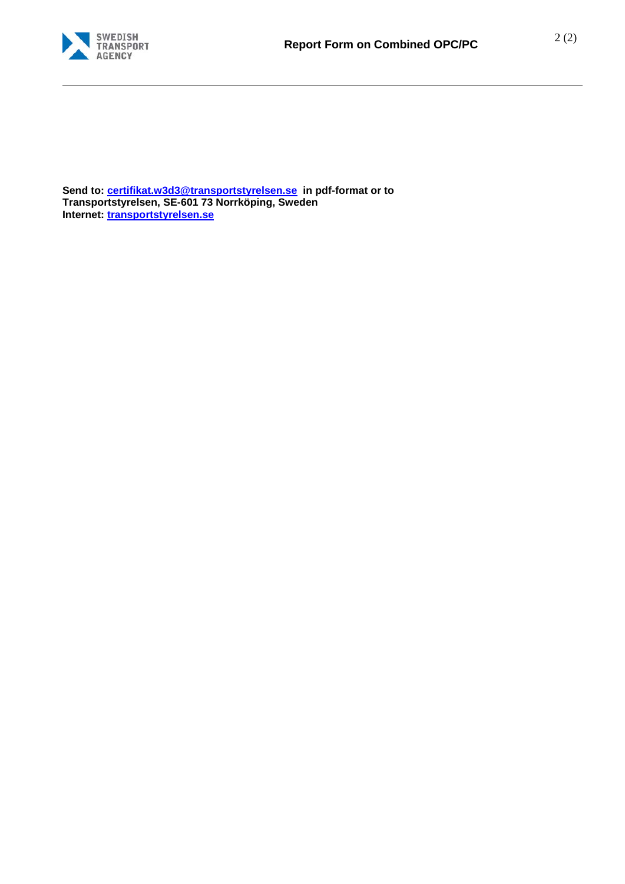**Send to: certifikat.w3d3@transportstyrelsen.se in pdf-format or to**
**Transportstyrelsen, SE-601 73 Norrköping, Sweden**
**Internet: transportstyrelsen.se**